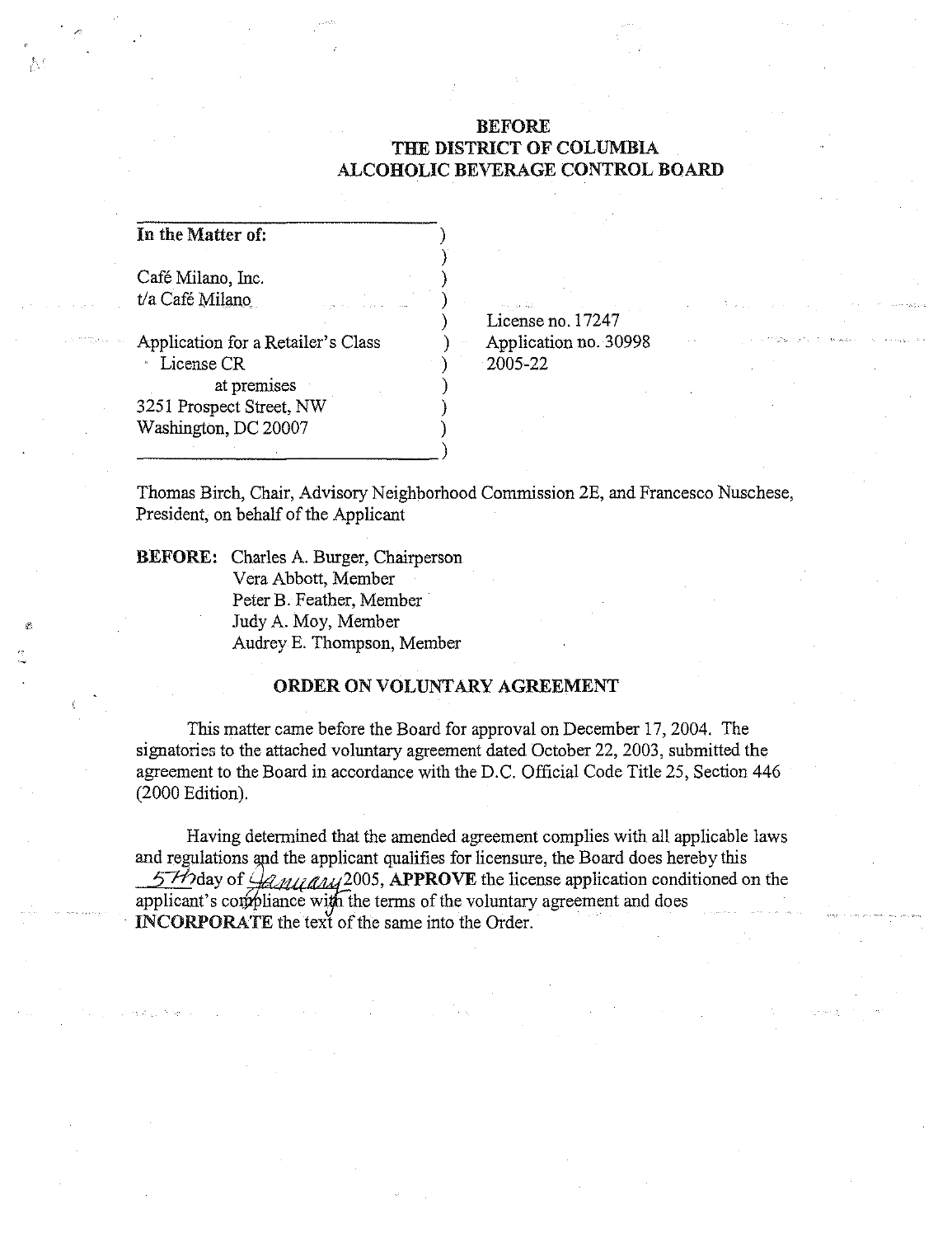**BEFORE**
**THE DISTRICT OF COLUMBIA**
**ALCOHOLIC BEVERAGE CONTROL BOARD**

| | | |
|---|---|---|
| **In the Matter of:** | ) | |
| | ) | |
| Café Milano, Inc. | ) | |
| t/a Café Milano | ) | |
| | ) | License no. 17247 |
| Application for a Retailer's Class | ) | Application no. 30998 |
| License CR | ) | 2005-22 |
| at premises | ) | |
| 3251 Prospect Street, NW | ) | |
| Washington, DC 20007 | ) | |
| | ) | |

Thomas Birch, Chair, Advisory Neighborhood Commission 2E, and Francesco Nuschese, President, on behalf of the Applicant

**BEFORE:** Charles A. Burger, Chairperson
Vera Abbott, Member
Peter B. Feather, Member
Judy A. Moy, Member
Audrey E. Thompson, Member

**ORDER ON VOLUNTARY AGREEMENT**

This matter came before the Board for approval on December 17, 2004. The signatories to the attached voluntary agreement dated October 22, 2003, submitted the agreement to the Board in accordance with the D.C. Official Code Title 25, Section 446 (2000 Edition).

Having determined that the amended agreement complies with all applicable laws and regulations and the applicant qualifies for licensure, the Board does hereby this 5th day of January 2005, **APPROVE** the license application conditioned on the applicant's compliance with the terms of the voluntary agreement and does **INCORPORATE** the text of the same into the Order.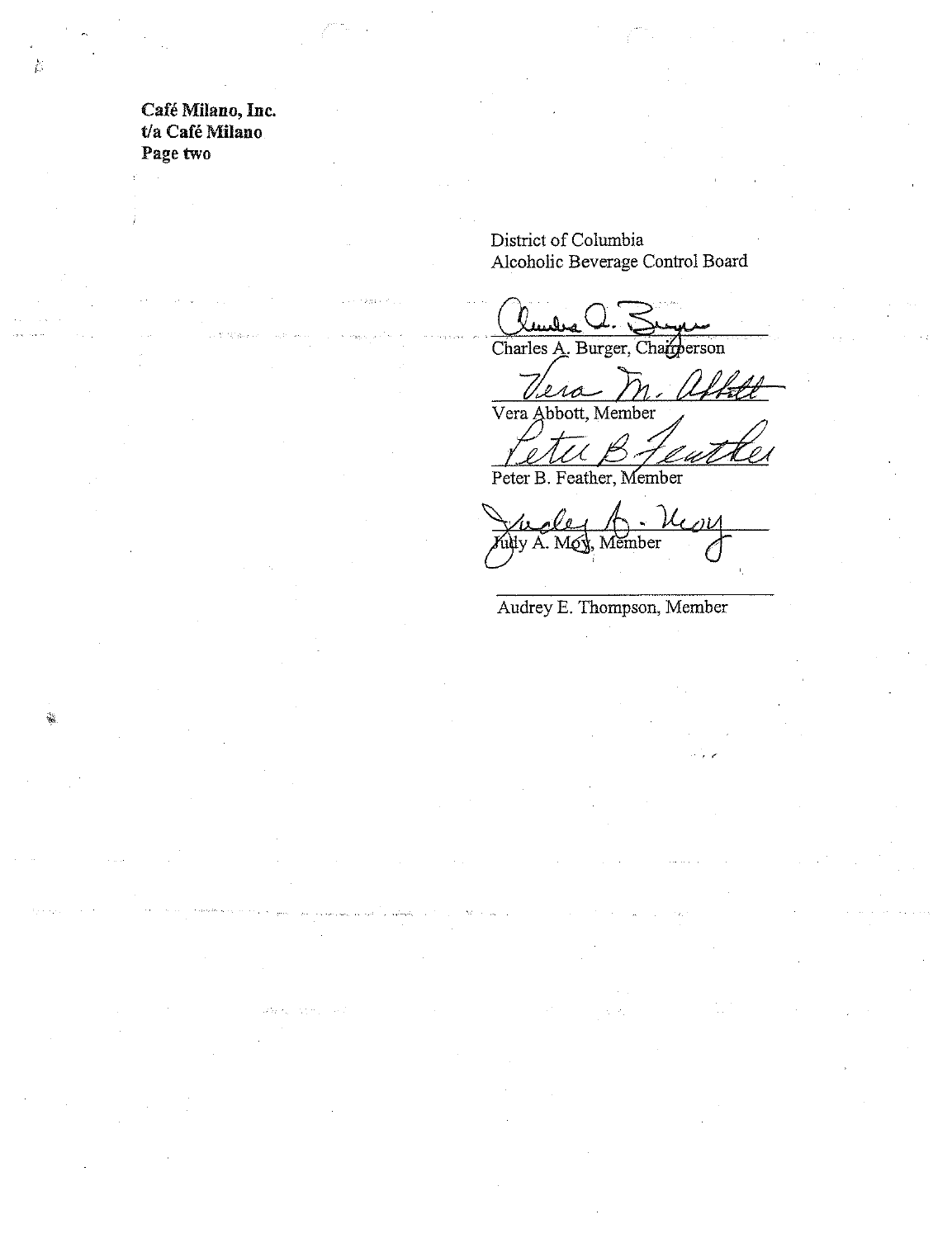**Café Milano, Inc.**
**t/a Café Milano**
**Page two**

District of Columbia
Alcoholic Beverage Control Board

Charles A. Burger, Chairperson

Vera Abbott, Member

Peter B. Feather, Member

Judy A. Moy, Member

Audrey E. Thompson, Member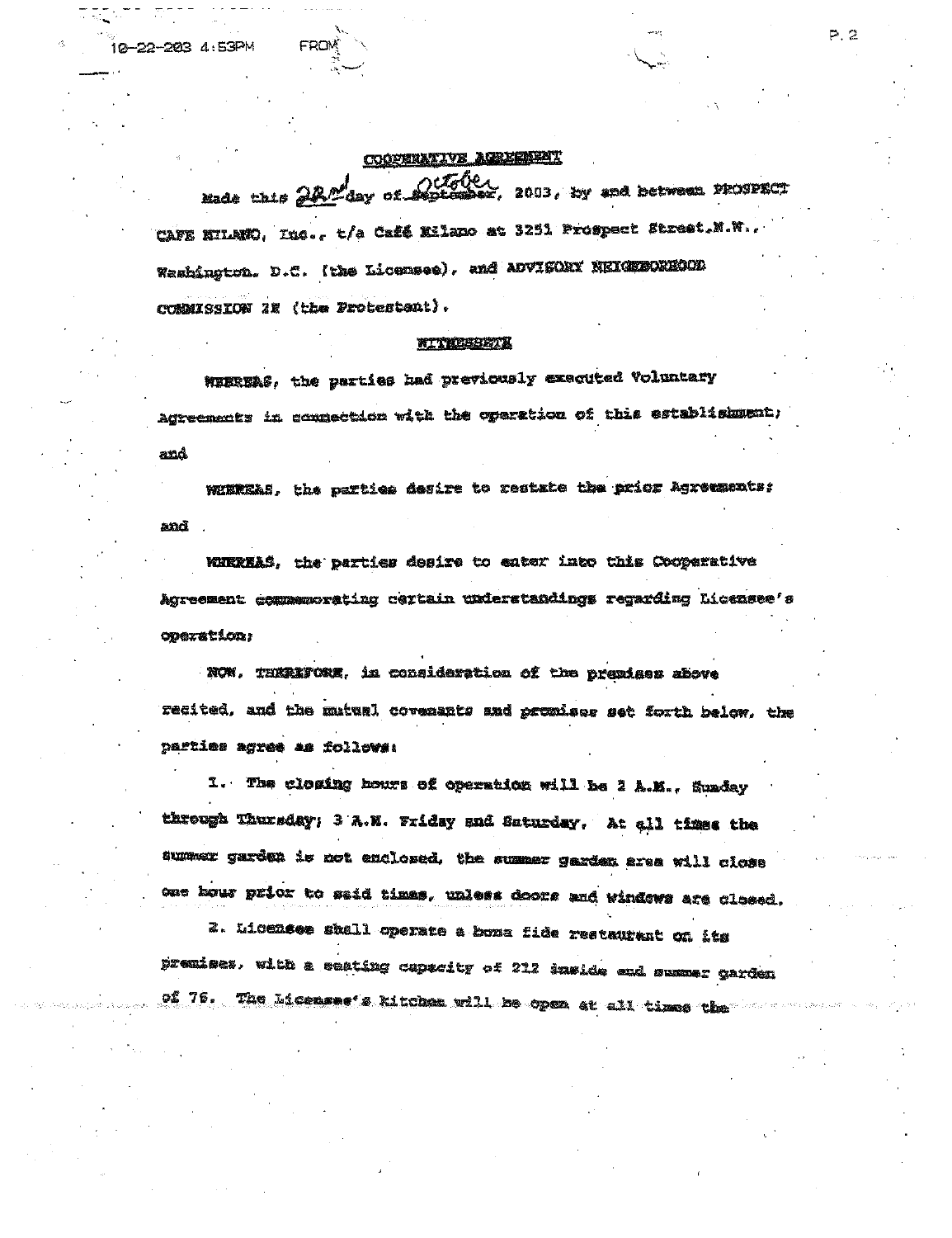## COOPERATIVE AGREEMENT

Made this 22nd day of October, 2003, by and between PROSPECT CAFE MILANO, Inc., t/a Caffé Milano at 3251 Prospect Street,N.W., Washington, D.C. (the Licensee), and ADVISORY NEIGHBORHOOD COMMISSION 2E (the Protestant).

## WITNESSETH

WHEREAS, the parties had previously executed Voluntary Agreements in connection with the operation of this establishment; and

WHEREAS, the parties desire to restate the prior Agreements; and

WHEREAS, the parties desire to enter into this Cooperative Agreement commemorating certain understandings regarding Licensee's operation;

NOW, THEREFORE, in consideration of the premises above recited, and the mutual covenants and promises set forth below, the parties agree as follows:

1. The closing hours of operation will be 2 A.M., Sunday through Thursday; 3 A.M. Friday and Saturday. At all times the summer garden is not enclosed, the summer garden area will close one hour prior to said times, unless doors and windows are closed.

2. Licensee shall operate a bona fide restaurant on its premises, with a seating capacity of 212 inside and summer garden of 76. The Licensee's kitchen will be open at all times the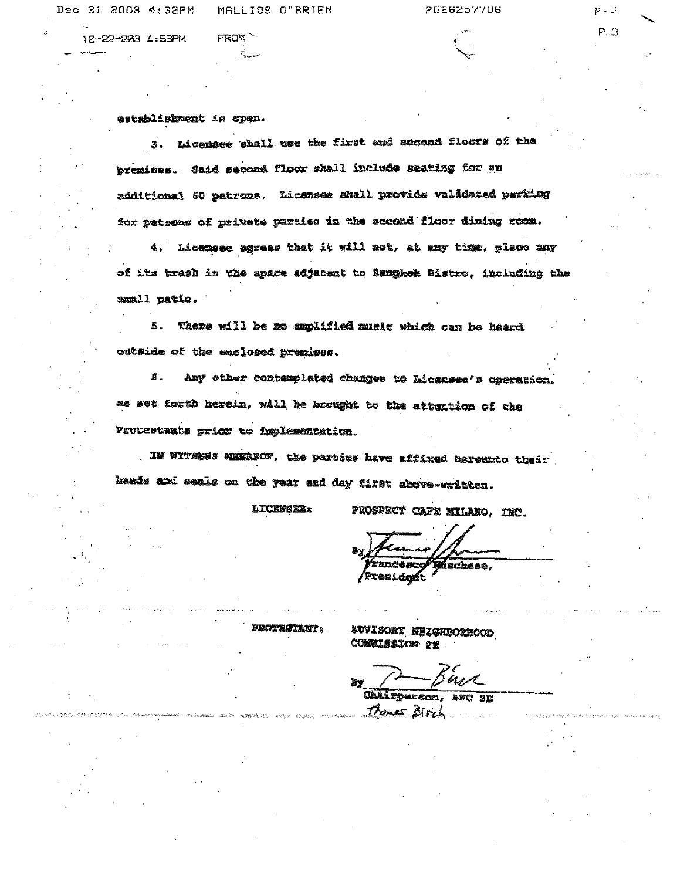establishment is open.

3. Licensee shall use the first and second floors of the premises. Said second floor shall include seating for an additional 60 patrons. Licensee shall provide validated parking for patrons of private parties in the second floor dining room.

4. Licensee agrees that it will not, at any time, place any of its trash in the space adjacent to Bangkok Bistro, including the small patio.

5. There will be no amplified music which can be heard outside of the enclosed premises.

6. Any other contemplated changes to Licensee's operation, as set forth herein, will be brought to the attention of the Protestants prior to implementation.

IN WITNESS WHEREOF, the parties have affixed hereunto their hands and seals on the year and day first above-written.

LICENSEE: PROSPECT CAFE MILANO, INC.

By ______________________
Francesco Naschase,
President

PROTESTANT: ADVISORY NEIGHBORHOOD COMMISSION 2E

By ______________________
Chairperson, ANC 2E
Thomas Birch